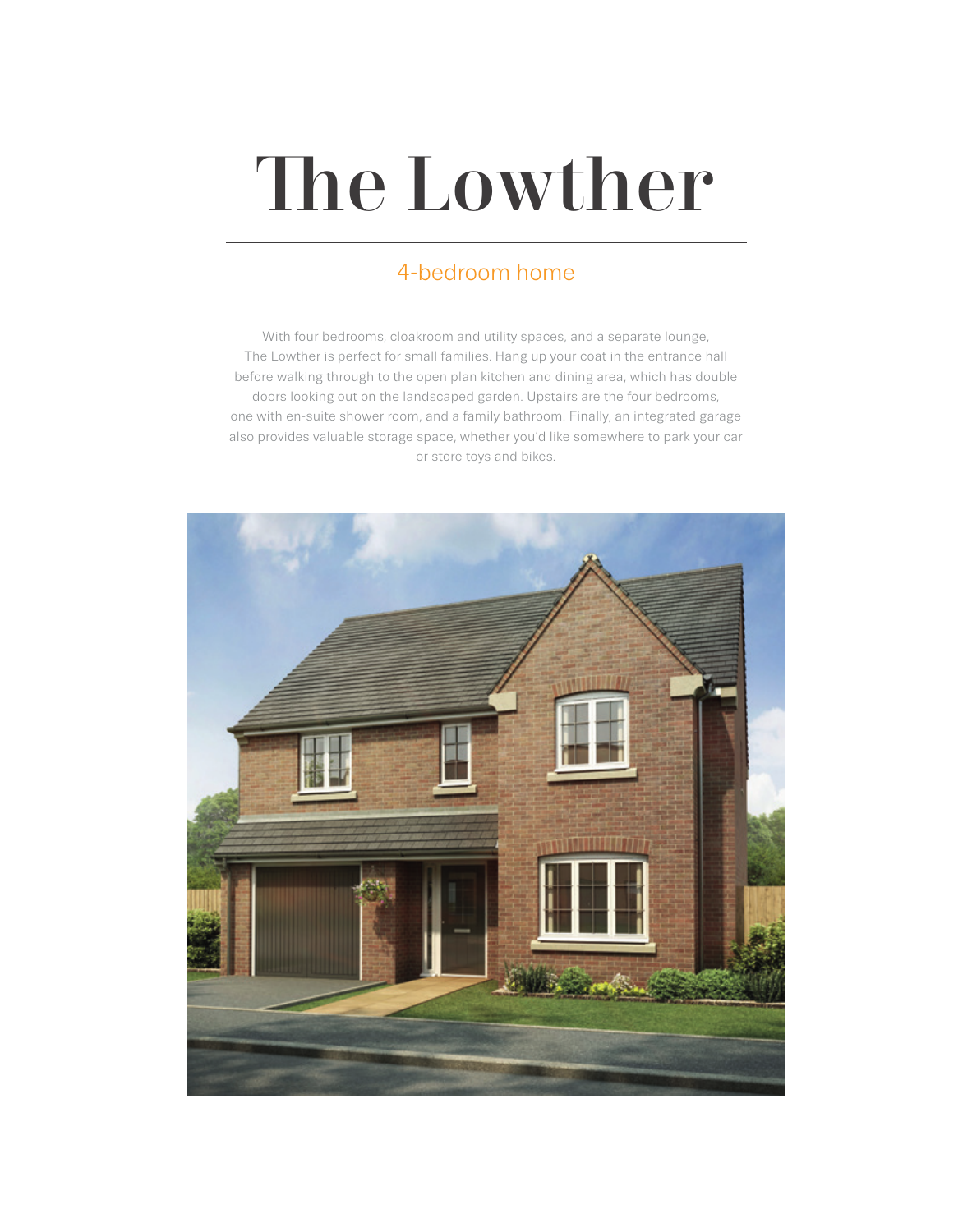# The Lowther

## 4-bedroom home

With four bedrooms, cloakroom and utility spaces, and a separate lounge, The Lowther is perfect for small families. Hang up your coat in the entrance hall before walking through to the open plan kitchen and dining area, which has double doors looking out on the landscaped garden. Upstairs are the four bedrooms, one with en-suite shower room, and a family bathroom. Finally, an integrated garage also provides valuable storage space, whether you'd like somewhere to park your car or store toys and bikes.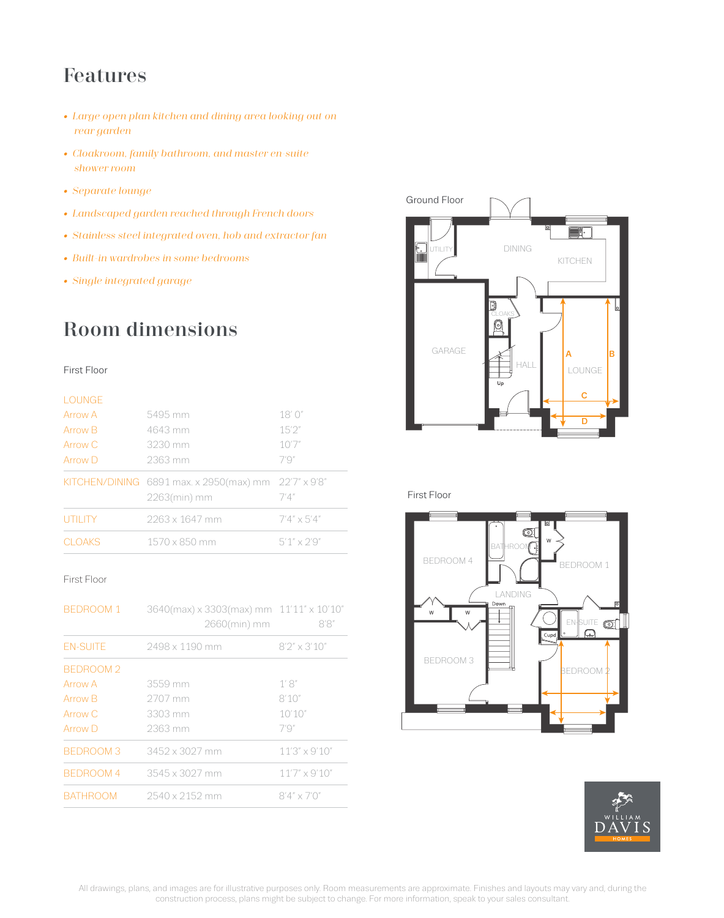# Features

- *Large open plan kitchen and dining area looking out on rear garden*
- *Cloakroom, family bathroom, and master en-suite shower room*
- *Separate lounge*
- *Landscaped garden reached through French doors*
- *Stainless steel integrated oven, hob and extractor fan*
- *Built-in wardrobes in some bedrooms*
- *Single integrated garage*

# Room dimensions

First Floor

| | | |
|---|---|---|
| LOUNGE | | |
| Arrow A | 5495 mm | 18' 0" |
| Arrow B | 4643 mm | 15'2" |
| Arrow C | 3230 mm | 10'7" |
| Arrow D | 2363 mm | 7'9" |
| KITCHEN/DINING | 6891 max. x 2950(max) mm<br>2263(min) mm | 22'7" x 9'8"<br>7'4" |
| UTILITY | 2263 x 1647 mm | 7'4" x 5'4" |
| CLOAKS | 1570 x 850 mm | 5'1" x 2'9" |

First Floor

| | | |
|---|---|---|
| BEDROOM 1 | 3640(max) x 3303(max) mm<br>2660(min) mm | 11'11" x 10'10"<br>8'8" |
| EN-SUITE | 2498 x 1190 mm | 8'2" x 3'10" |
| BEDROOM 2 | | |
| Arrow A | 3559 mm | 1' 8" |
| Arrow B | 2707 mm | 8'10" |
| Arrow C | 3303 mm | 10'10" |
| Arrow D | 2363 mm | 7'9" |
| BEDROOM 3 | 3452 x 3027 mm | 11'3" x 9'10" |
| BEDROOM 4 | 3545 x 3027 mm | 11'7" x 9'10" |
| BATHROOM | 2540 x 2152 mm | 8'4" x 7'0" |

Ground Floor

UTILITY
DINING
KITCHEN
CLOAKS
GARAGE
HALL
Up
A
B
LOUNGE
C
D

First Floor

BATHROOM
W
BEDROOM 4
BEDROOM 1
LANDING
Down
W
W
EN-SUITE
Cupd
BEDROOM 3
BEDROOM 2

WILLIAM DAVIS HOMES

All drawings, plans, and images are for illustrative purposes only. Room measurements are approximate. Finishes and layouts may vary and, during the construction process, plans might be subject to change. For more information, speak to your sales consultant.